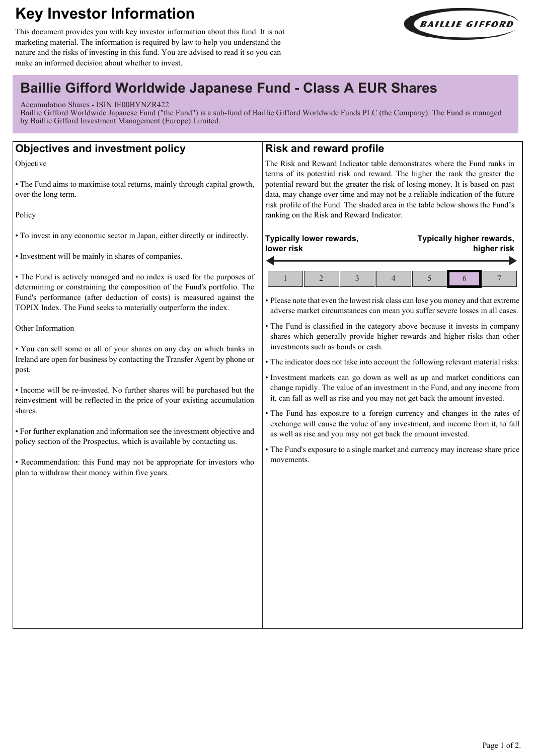# Key Investor Information

This document provides you with key investor information about this fund. It is not marketing material. The information is required by law to help you understand the nature and the risks of investing in this fund. You are advised to read it so you can make an informed decision about whether to invest.

## Baillie Gifford Worldwide Japanese Fund - Class A EUR Shares

Accumulation Shares - ISIN IE00BYNZR422

Baillie Gifford Worldwide Japanese Fund ("the Fund") is a sub-fund of Baillie Gifford Worldwide Funds PLC (the Company). The Fund is managed by Baillie Gifford Investment Management (Europe) Limited.

## Objectives and investment policy

Objective

- The Fund aims to maximise total returns, mainly through capital growth, over the long term.

Policy

- To invest in any economic sector in Japan, either directly or indirectly.
- Investment will be mainly in shares of companies.
- The Fund is actively managed and no index is used for the purposes of determining or constraining the composition of the Fund's portfolio. The Fund's performance (after deduction of costs) is measured against the TOPIX Index. The Fund seeks to materially outperform the index.

Other Information

- You can sell some or all of your shares on any day on which banks in Ireland are open for business by contacting the Transfer Agent by phone or post.
- Income will be re-invested. No further shares will be purchased but the reinvestment will be reflected in the price of your existing accumulation shares.
- For further explanation and information see the investment objective and policy section of the Prospectus, which is available by contacting us.
- Recommendation: this Fund may not be appropriate for investors who plan to withdraw their money within five years.

## Risk and reward profile

The Risk and Reward Indicator table demonstrates where the Fund ranks in terms of its potential risk and reward. The higher the rank the greater the potential reward but the greater the risk of losing money. It is based on past data, may change over time and may not be a reliable indication of the future risk profile of the Fund. The shaded area in the table below shows the Fund's ranking on the Risk and Reward Indicator.

**Typically lower rewards, lower risk** — **Typically higher rewards, higher risk**

| 1 | 2 | 3 | 4 | 5 | **6** | 7 |
|---|---|---|---|---|---|---|

- Please note that even the lowest risk class can lose you money and that extreme adverse market circumstances can mean you suffer severe losses in all cases.
- The Fund is classified in the category above because it invests in company shares which generally provide higher rewards and higher risks than other investments such as bonds or cash.
- The indicator does not take into account the following relevant material risks:
- Investment markets can go down as well as up and market conditions can change rapidly. The value of an investment in the Fund, and any income from it, can fall as well as rise and you may not get back the amount invested.
- The Fund has exposure to a foreign currency and changes in the rates of exchange will cause the value of any investment, and income from it, to fall as well as rise and you may not get back the amount invested.
- The Fund's exposure to a single market and currency may increase share price movements.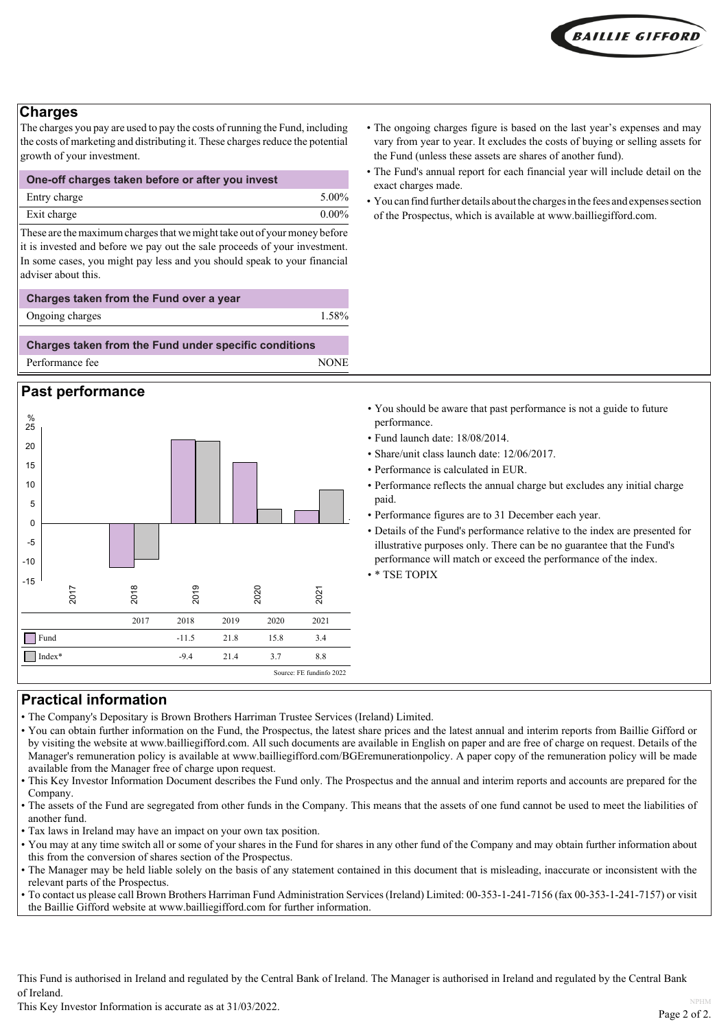## Charges

The charges you pay are used to pay the costs of running the Fund, including the costs of marketing and distributing it. These charges reduce the potential growth of your investment.

| One-off charges taken before or after you invest | |
|---|---|
| Entry charge | 5.00% |
| Exit charge | 0.00% |

These are the maximum charges that we might take out of your money before it is invested and before we pay out the sale proceeds of your investment. In some cases, you might pay less and you should speak to your financial adviser about this.

| Charges taken from the Fund over a year | |
|---|---|
| Ongoing charges | 1.58% |

| Charges taken from the Fund under specific conditions | |
|---|---|
| Performance fee | NONE |

- The ongoing charges figure is based on the last year's expenses and may vary from year to year. It excludes the costs of buying or selling assets for the Fund (unless these assets are shares of another fund).
- The Fund's annual report for each financial year will include detail on the exact charges made.
- You can find further details about the charges in the fees and expenses section of the Prospectus, which is available at www.bailliegifford.com.

## Past performance

%

25

20

15

10

5

0

-5

-10

-15

2017

2018

2019

2020

2021

| | 2017 | 2018 | 2019 | 2020 | 2021 |
|---|---|---|---|---|---|
| Fund | | -11.5 | 21.8 | 15.8 | 3.4 |
| Index* | | -9.4 | 21.4 | 3.7 | 8.8 |

Source: FE fundinfo 2022

- You should be aware that past performance is not a guide to future performance.
- Fund launch date: 18/08/2014.
- Share/unit class launch date: 12/06/2017.
- Performance is calculated in EUR.
- Performance reflects the annual charge but excludes any initial charge paid.
- Performance figures are to 31 December each year.
- Details of the Fund's performance relative to the index are presented for illustrative purposes only. There can be no guarantee that the Fund's performance will match or exceed the performance of the index.
- * TSE TOPIX

## Practical information

- The Company's Depositary is Brown Brothers Harriman Trustee Services (Ireland) Limited.
- You can obtain further information on the Fund, the Prospectus, the latest share prices and the latest annual and interim reports from Baillie Gifford or by visiting the website at www.bailliegifford.com. All such documents are available in English on paper and are free of charge on request. Details of the Manager's remuneration policy is available at www.bailliegifford.com/BGEremunerationpolicy. A paper copy of the remuneration policy will be made available from the Manager free of charge upon request.
- This Key Investor Information Document describes the Fund only. The Prospectus and the annual and interim reports and accounts are prepared for the Company.
- The assets of the Fund are segregated from other funds in the Company. This means that the assets of one fund cannot be used to meet the liabilities of another fund.
- Tax laws in Ireland may have an impact on your own tax position.
- You may at any time switch all or some of your shares in the Fund for shares in any other fund of the Company and may obtain further information about this from the conversion of shares section of the Prospectus.
- The Manager may be held liable solely on the basis of any statement contained in this document that is misleading, inaccurate or inconsistent with the relevant parts of the Prospectus.
- To contact us please call Brown Brothers Harriman Fund Administration Services (Ireland) Limited: 00-353-1-241-7156 (fax 00-353-1-241-7157) or visit the Baillie Gifford website at www.bailliegifford.com for further information.

This Fund is authorised in Ireland and regulated by the Central Bank of Ireland. The Manager is authorised in Ireland and regulated by the Central Bank of Ireland.

This Key Investor Information is accurate as at 31/03/2022.